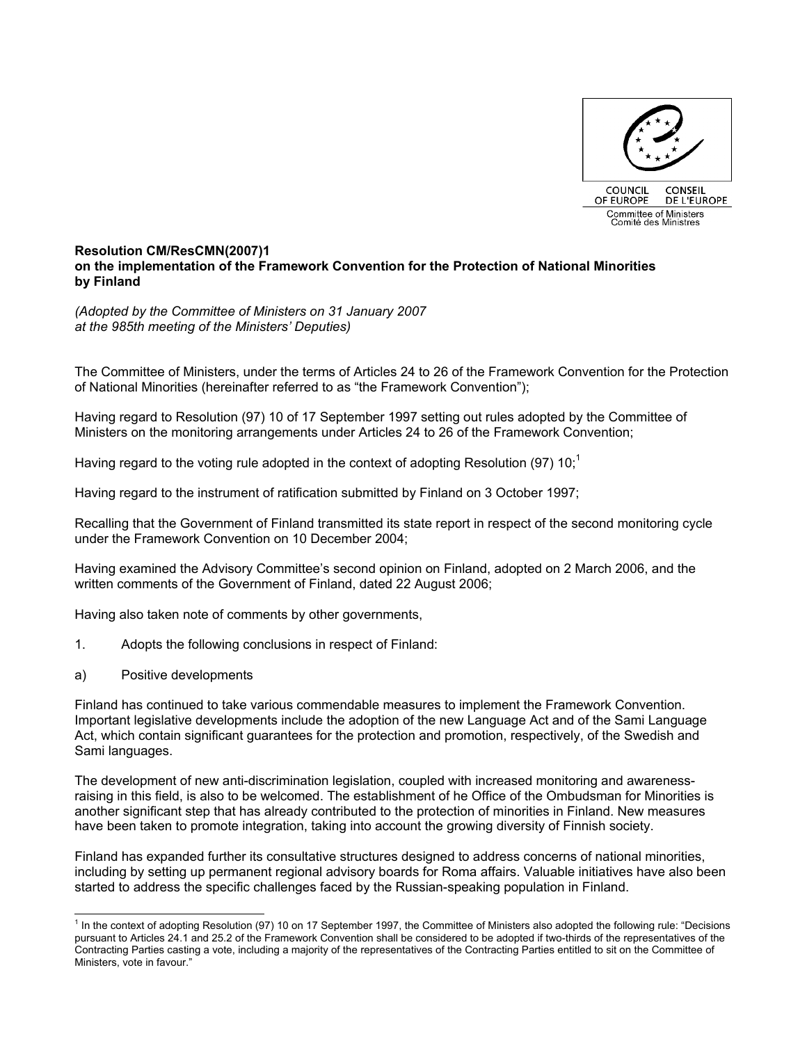COUNCIL OF EUROPE — CONSEIL DE L'EUROPE

Committee of Ministers — Comité des Ministres

**Resolution CM/ResCMN(2007)1**
**on the implementation of the Framework Convention for the Protection of National Minorities by Finland**

*(Adopted by the Committee of Ministers on 31 January 2007 at the 985th meeting of the Ministers' Deputies)*

The Committee of Ministers, under the terms of Articles 24 to 26 of the Framework Convention for the Protection of National Minorities (hereinafter referred to as "the Framework Convention");

Having regard to Resolution (97) 10 of 17 September 1997 setting out rules adopted by the Committee of Ministers on the monitoring arrangements under Articles 24 to 26 of the Framework Convention;

Having regard to the voting rule adopted in the context of adopting Resolution (97) 10;[1]

Having regard to the instrument of ratification submitted by Finland on 3 October 1997;

Recalling that the Government of Finland transmitted its state report in respect of the second monitoring cycle under the Framework Convention on 10 December 2004;

Having examined the Advisory Committee's second opinion on Finland, adopted on 2 March 2006, and the written comments of the Government of Finland, dated 22 August 2006;

Having also taken note of comments by other governments,

1. Adopts the following conclusions in respect of Finland:

a) Positive developments

Finland has continued to take various commendable measures to implement the Framework Convention. Important legislative developments include the adoption of the new Language Act and of the Sami Language Act, which contain significant guarantees for the protection and promotion, respectively, of the Swedish and Sami languages.

The development of new anti-discrimination legislation, coupled with increased monitoring and awareness-raising in this field, is also to be welcomed. The establishment of he Office of the Ombudsman for Minorities is another significant step that has already contributed to the protection of minorities in Finland. New measures have been taken to promote integration, taking into account the growing diversity of Finnish society.

Finland has expanded further its consultative structures designed to address concerns of national minorities, including by setting up permanent regional advisory boards for Roma affairs. Valuable initiatives have also been started to address the specific challenges faced by the Russian-speaking population in Finland.

[1] In the context of adopting Resolution (97) 10 on 17 September 1997, the Committee of Ministers also adopted the following rule: "Decisions pursuant to Articles 24.1 and 25.2 of the Framework Convention shall be considered to be adopted if two-thirds of the representatives of the Contracting Parties casting a vote, including a majority of the representatives of the Contracting Parties entitled to sit on the Committee of Ministers, vote in favour."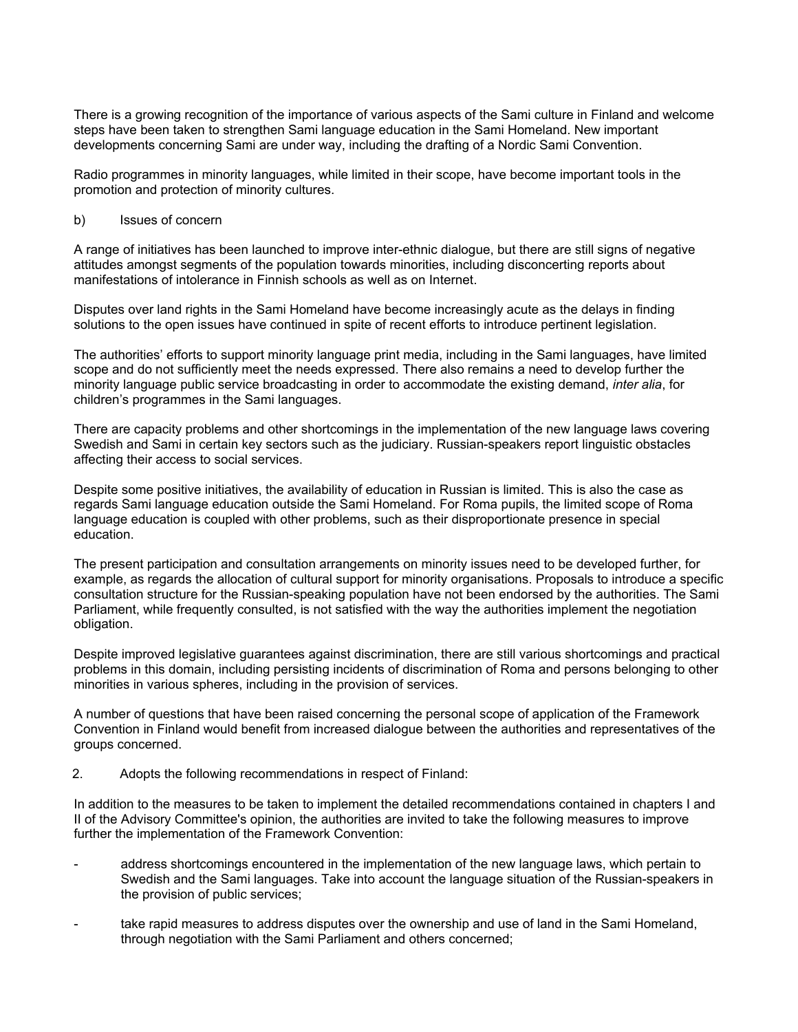There is a growing recognition of the importance of various aspects of the Sami culture in Finland and welcome steps have been taken to strengthen Sami language education in the Sami Homeland. New important developments concerning Sami are under way, including the drafting of a Nordic Sami Convention.

Radio programmes in minority languages, while limited in their scope, have become important tools in the promotion and protection of minority cultures.

b) Issues of concern

A range of initiatives has been launched to improve inter-ethnic dialogue, but there are still signs of negative attitudes amongst segments of the population towards minorities, including disconcerting reports about manifestations of intolerance in Finnish schools as well as on Internet.

Disputes over land rights in the Sami Homeland have become increasingly acute as the delays in finding solutions to the open issues have continued in spite of recent efforts to introduce pertinent legislation.

The authorities' efforts to support minority language print media, including in the Sami languages, have limited scope and do not sufficiently meet the needs expressed. There also remains a need to develop further the minority language public service broadcasting in order to accommodate the existing demand, *inter alia*, for children's programmes in the Sami languages.

There are capacity problems and other shortcomings in the implementation of the new language laws covering Swedish and Sami in certain key sectors such as the judiciary. Russian-speakers report linguistic obstacles affecting their access to social services.

Despite some positive initiatives, the availability of education in Russian is limited. This is also the case as regards Sami language education outside the Sami Homeland. For Roma pupils, the limited scope of Roma language education is coupled with other problems, such as their disproportionate presence in special education.

The present participation and consultation arrangements on minority issues need to be developed further, for example, as regards the allocation of cultural support for minority organisations. Proposals to introduce a specific consultation structure for the Russian-speaking population have not been endorsed by the authorities. The Sami Parliament, while frequently consulted, is not satisfied with the way the authorities implement the negotiation obligation.

Despite improved legislative guarantees against discrimination, there are still various shortcomings and practical problems in this domain, including persisting incidents of discrimination of Roma and persons belonging to other minorities in various spheres, including in the provision of services.

A number of questions that have been raised concerning the personal scope of application of the Framework Convention in Finland would benefit from increased dialogue between the authorities and representatives of the groups concerned.

2. Adopts the following recommendations in respect of Finland:

In addition to the measures to be taken to implement the detailed recommendations contained in chapters I and II of the Advisory Committee's opinion, the authorities are invited to take the following measures to improve further the implementation of the Framework Convention:

- address shortcomings encountered in the implementation of the new language laws, which pertain to Swedish and the Sami languages. Take into account the language situation of the Russian-speakers in the provision of public services;
- take rapid measures to address disputes over the ownership and use of land in the Sami Homeland, through negotiation with the Sami Parliament and others concerned;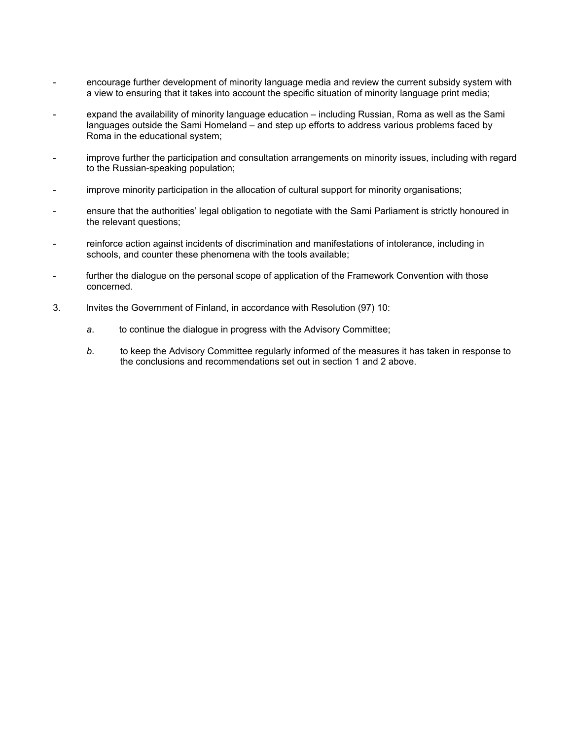- encourage further development of minority language media and review the current subsidy system with a view to ensuring that it takes into account the specific situation of minority language print media;

- expand the availability of minority language education – including Russian, Roma as well as the Sami languages outside the Sami Homeland – and step up efforts to address various problems faced by Roma in the educational system;

- improve further the participation and consultation arrangements on minority issues, including with regard to the Russian-speaking population;

- improve minority participation in the allocation of cultural support for minority organisations;

- ensure that the authorities' legal obligation to negotiate with the Sami Parliament is strictly honoured in the relevant questions;

- reinforce action against incidents of discrimination and manifestations of intolerance, including in schools, and counter these phenomena with the tools available;

- further the dialogue on the personal scope of application of the Framework Convention with those concerned.

3. Invites the Government of Finland, in accordance with Resolution (97) 10:

   *a*. to continue the dialogue in progress with the Advisory Committee;

   *b*. to keep the Advisory Committee regularly informed of the measures it has taken in response to the conclusions and recommendations set out in section 1 and 2 above.